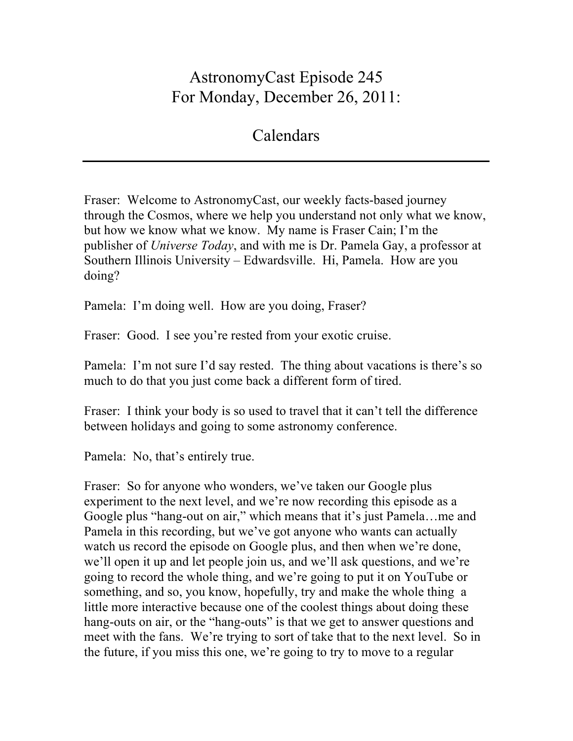# AstronomyCast Episode 245
# For Monday, December 26, 2011:

# Calendars

---

Fraser: Welcome to AstronomyCast, our weekly facts-based journey through the Cosmos, where we help you understand not only what we know, but how we know what we know. My name is Fraser Cain; I'm the publisher of *Universe Today*, and with me is Dr. Pamela Gay, a professor at Southern Illinois University – Edwardsville. Hi, Pamela. How are you doing?

Pamela: I'm doing well. How are you doing, Fraser?

Fraser: Good. I see you're rested from your exotic cruise.

Pamela: I'm not sure I'd say rested. The thing about vacations is there's so much to do that you just come back a different form of tired.

Fraser: I think your body is so used to travel that it can't tell the difference between holidays and going to some astronomy conference.

Pamela: No, that's entirely true.

Fraser: So for anyone who wonders, we've taken our Google plus experiment to the next level, and we're now recording this episode as a Google plus "hang-out on air," which means that it's just Pamela…me and Pamela in this recording, but we've got anyone who wants can actually watch us record the episode on Google plus, and then when we're done, we'll open it up and let people join us, and we'll ask questions, and we're going to record the whole thing, and we're going to put it on YouTube or something, and so, you know, hopefully, try and make the whole thing a little more interactive because one of the coolest things about doing these hang-outs on air, or the "hang-outs" is that we get to answer questions and meet with the fans. We're trying to sort of take that to the next level. So in the future, if you miss this one, we're going to try to move to a regular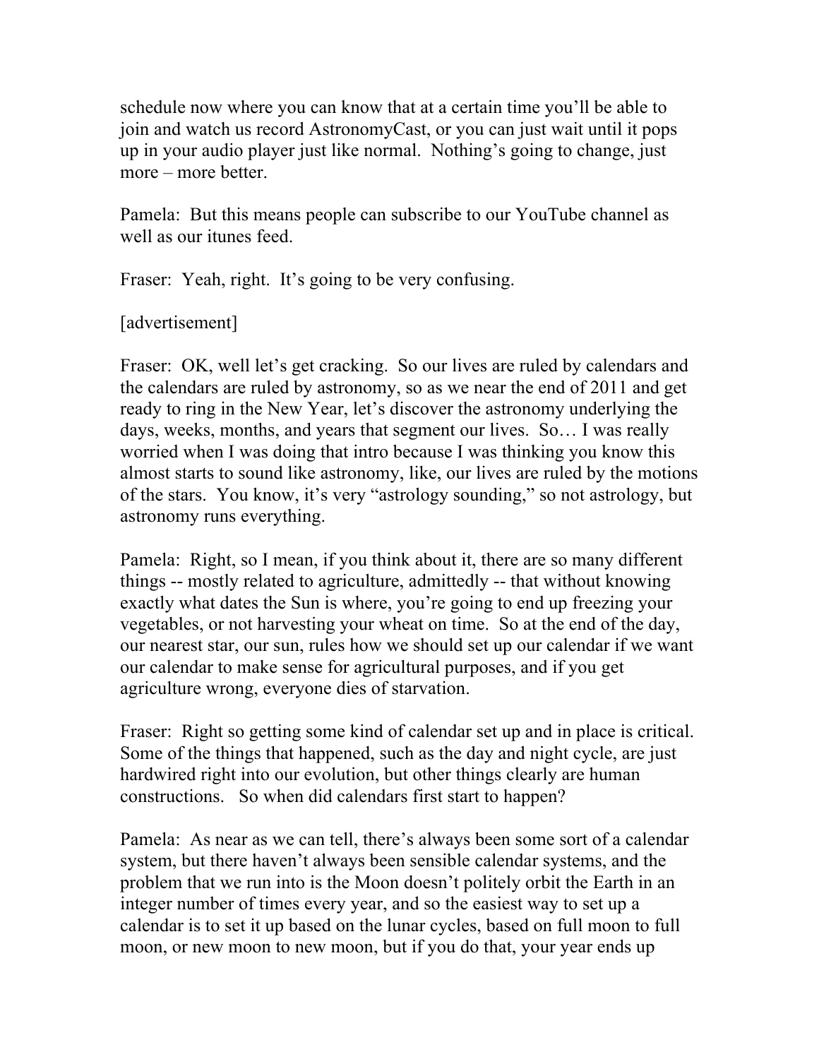schedule now where you can know that at a certain time you'll be able to join and watch us record AstronomyCast, or you can just wait until it pops up in your audio player just like normal. Nothing's going to change, just more – more better.

Pamela: But this means people can subscribe to our YouTube channel as well as our itunes feed.

Fraser: Yeah, right. It's going to be very confusing.

[advertisement]

Fraser: OK, well let's get cracking. So our lives are ruled by calendars and the calendars are ruled by astronomy, so as we near the end of 2011 and get ready to ring in the New Year, let's discover the astronomy underlying the days, weeks, months, and years that segment our lives. So… I was really worried when I was doing that intro because I was thinking you know this almost starts to sound like astronomy, like, our lives are ruled by the motions of the stars. You know, it's very "astrology sounding," so not astrology, but astronomy runs everything.

Pamela: Right, so I mean, if you think about it, there are so many different things -- mostly related to agriculture, admittedly -- that without knowing exactly what dates the Sun is where, you're going to end up freezing your vegetables, or not harvesting your wheat on time. So at the end of the day, our nearest star, our sun, rules how we should set up our calendar if we want our calendar to make sense for agricultural purposes, and if you get agriculture wrong, everyone dies of starvation.

Fraser: Right so getting some kind of calendar set up and in place is critical. Some of the things that happened, such as the day and night cycle, are just hardwired right into our evolution, but other things clearly are human constructions. So when did calendars first start to happen?

Pamela: As near as we can tell, there's always been some sort of a calendar system, but there haven't always been sensible calendar systems, and the problem that we run into is the Moon doesn't politely orbit the Earth in an integer number of times every year, and so the easiest way to set up a calendar is to set it up based on the lunar cycles, based on full moon to full moon, or new moon to new moon, but if you do that, your year ends up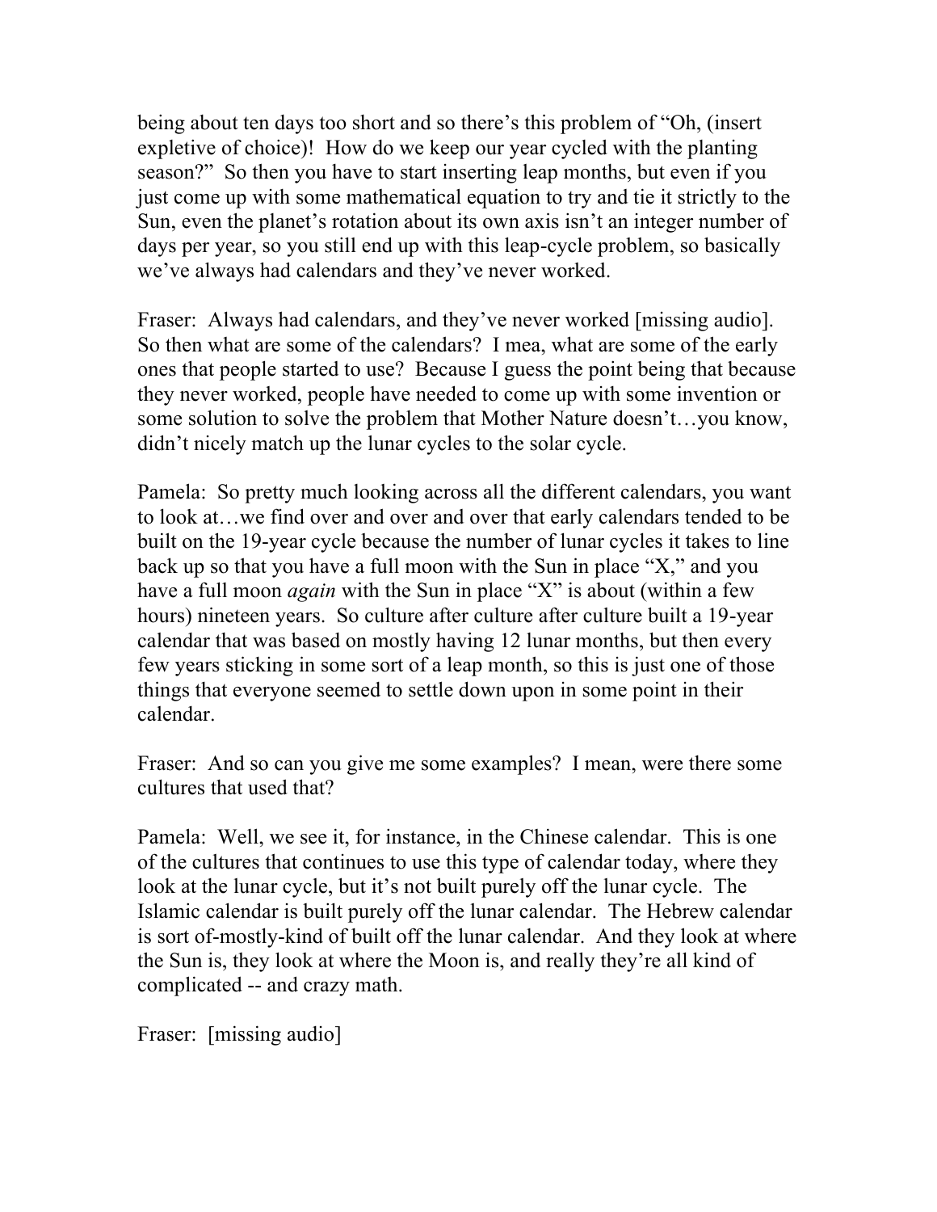being about ten days too short and so there's this problem of "Oh, (insert expletive of choice)! How do we keep our year cycled with the planting season?" So then you have to start inserting leap months, but even if you just come up with some mathematical equation to try and tie it strictly to the Sun, even the planet's rotation about its own axis isn't an integer number of days per year, so you still end up with this leap-cycle problem, so basically we've always had calendars and they've never worked.

Fraser: Always had calendars, and they've never worked [missing audio]. So then what are some of the calendars? I mea, what are some of the early ones that people started to use? Because I guess the point being that because they never worked, people have needed to come up with some invention or some solution to solve the problem that Mother Nature doesn't…you know, didn't nicely match up the lunar cycles to the solar cycle.

Pamela: So pretty much looking across all the different calendars, you want to look at…we find over and over and over that early calendars tended to be built on the 19-year cycle because the number of lunar cycles it takes to line back up so that you have a full moon with the Sun in place "X," and you have a full moon *again* with the Sun in place "X" is about (within a few hours) nineteen years. So culture after culture after culture built a 19-year calendar that was based on mostly having 12 lunar months, but then every few years sticking in some sort of a leap month, so this is just one of those things that everyone seemed to settle down upon in some point in their calendar.

Fraser: And so can you give me some examples? I mean, were there some cultures that used that?

Pamela: Well, we see it, for instance, in the Chinese calendar. This is one of the cultures that continues to use this type of calendar today, where they look at the lunar cycle, but it's not built purely off the lunar cycle. The Islamic calendar is built purely off the lunar calendar. The Hebrew calendar is sort of-mostly-kind of built off the lunar calendar. And they look at where the Sun is, they look at where the Moon is, and really they're all kind of complicated -- and crazy math.

Fraser: [missing audio]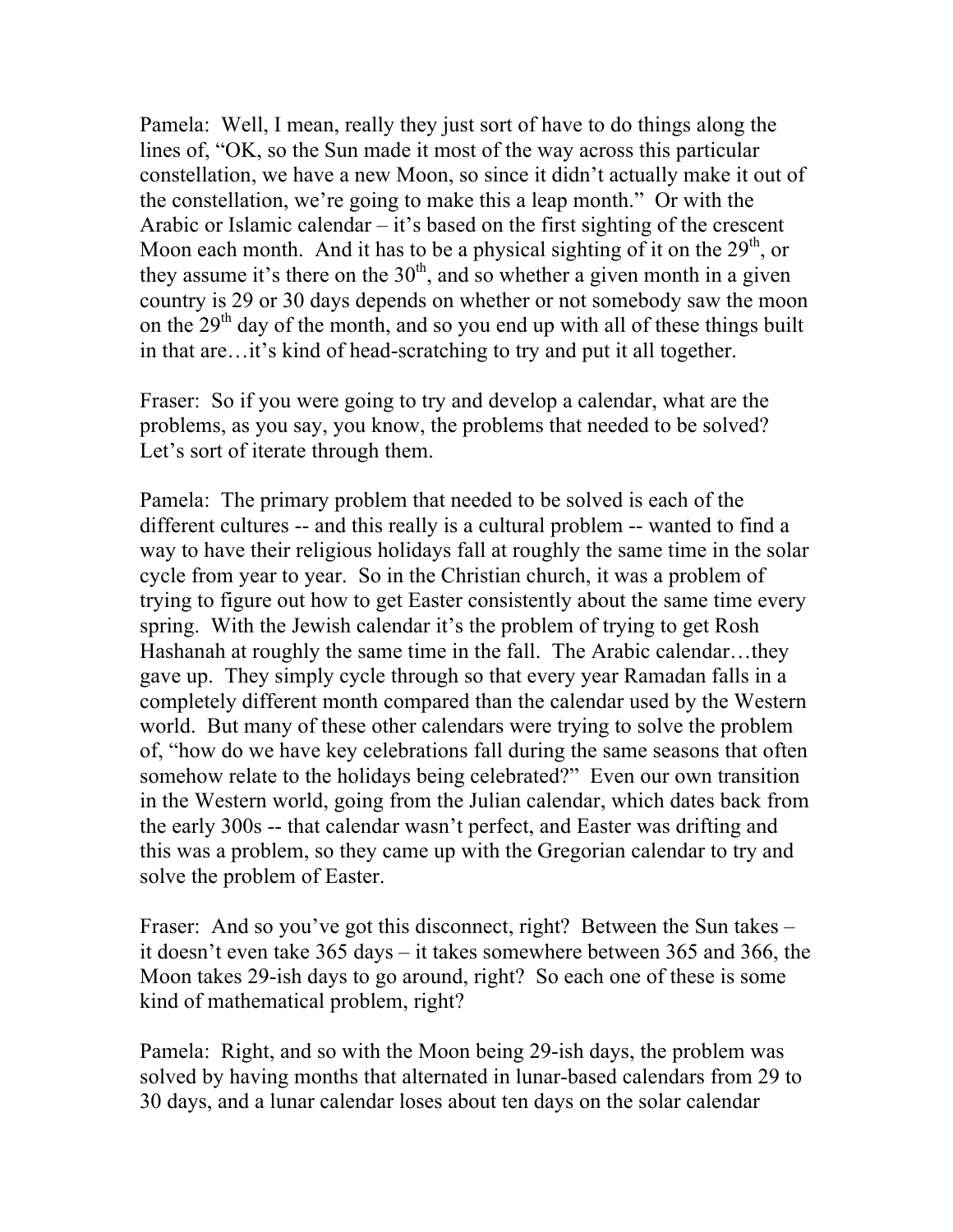Pamela: Well, I mean, really they just sort of have to do things along the lines of, "OK, so the Sun made it most of the way across this particular constellation, we have a new Moon, so since it didn't actually make it out of the constellation, we're going to make this a leap month." Or with the Arabic or Islamic calendar – it's based on the first sighting of the crescent Moon each month. And it has to be a physical sighting of it on the 29th, or they assume it's there on the 30th, and so whether a given month in a given country is 29 or 30 days depends on whether or not somebody saw the moon on the 29th day of the month, and so you end up with all of these things built in that are…it's kind of head-scratching to try and put it all together.

Fraser: So if you were going to try and develop a calendar, what are the problems, as you say, you know, the problems that needed to be solved? Let's sort of iterate through them.

Pamela: The primary problem that needed to be solved is each of the different cultures -- and this really is a cultural problem -- wanted to find a way to have their religious holidays fall at roughly the same time in the solar cycle from year to year. So in the Christian church, it was a problem of trying to figure out how to get Easter consistently about the same time every spring. With the Jewish calendar it's the problem of trying to get Rosh Hashanah at roughly the same time in the fall. The Arabic calendar…they gave up. They simply cycle through so that every year Ramadan falls in a completely different month compared than the calendar used by the Western world. But many of these other calendars were trying to solve the problem of, "how do we have key celebrations fall during the same seasons that often somehow relate to the holidays being celebrated?" Even our own transition in the Western world, going from the Julian calendar, which dates back from the early 300s -- that calendar wasn't perfect, and Easter was drifting and this was a problem, so they came up with the Gregorian calendar to try and solve the problem of Easter.

Fraser: And so you've got this disconnect, right? Between the Sun takes – it doesn't even take 365 days – it takes somewhere between 365 and 366, the Moon takes 29-ish days to go around, right? So each one of these is some kind of mathematical problem, right?

Pamela: Right, and so with the Moon being 29-ish days, the problem was solved by having months that alternated in lunar-based calendars from 29 to 30 days, and a lunar calendar loses about ten days on the solar calendar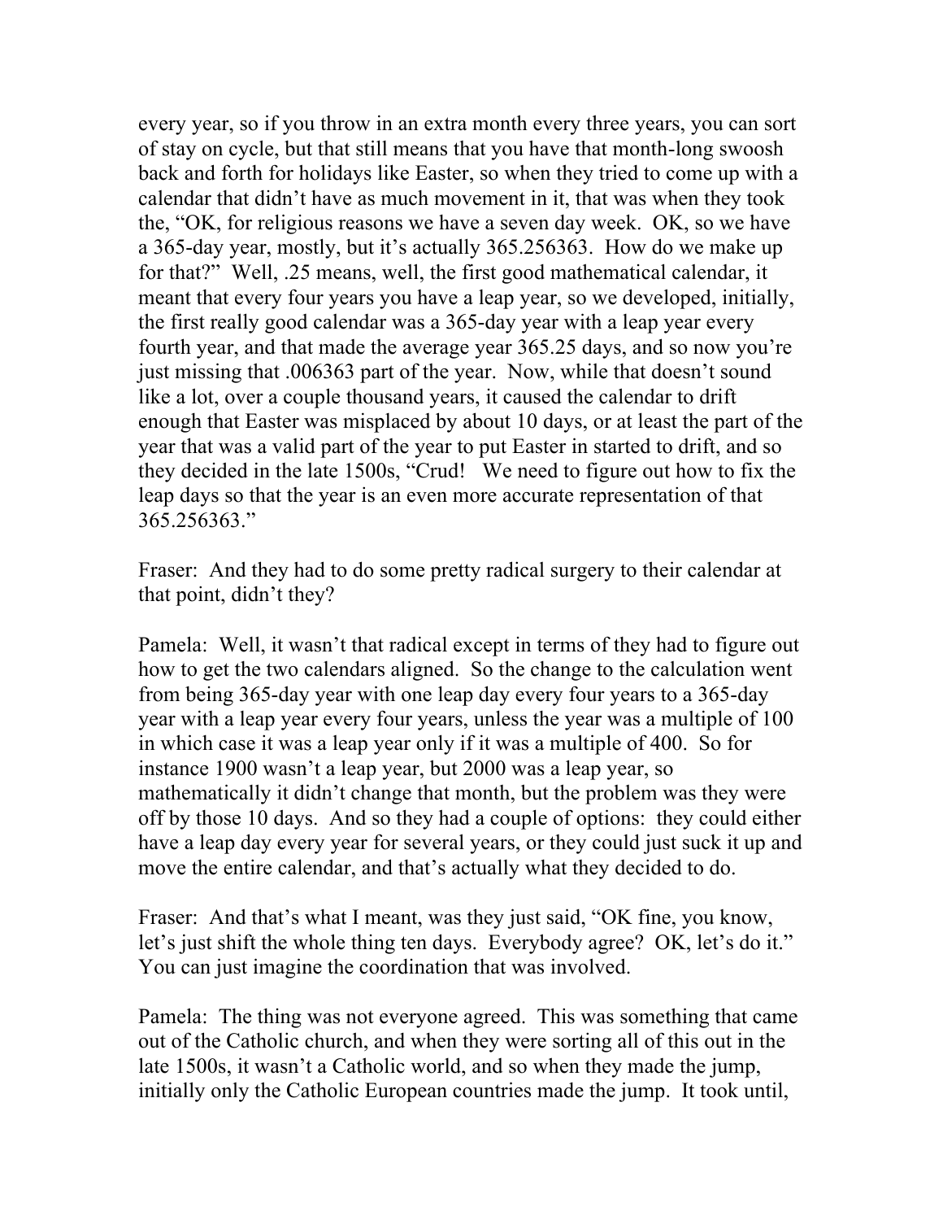every year, so if you throw in an extra month every three years, you can sort of stay on cycle, but that still means that you have that month-long swoosh back and forth for holidays like Easter, so when they tried to come up with a calendar that didn't have as much movement in it, that was when they took the, "OK, for religious reasons we have a seven day week. OK, so we have a 365-day year, mostly, but it's actually 365.256363. How do we make up for that?" Well, .25 means, well, the first good mathematical calendar, it meant that every four years you have a leap year, so we developed, initially, the first really good calendar was a 365-day year with a leap year every fourth year, and that made the average year 365.25 days, and so now you're just missing that .006363 part of the year. Now, while that doesn't sound like a lot, over a couple thousand years, it caused the calendar to drift enough that Easter was misplaced by about 10 days, or at least the part of the year that was a valid part of the year to put Easter in started to drift, and so they decided in the late 1500s, "Crud! We need to figure out how to fix the leap days so that the year is an even more accurate representation of that 365.256363."

Fraser: And they had to do some pretty radical surgery to their calendar at that point, didn't they?

Pamela: Well, it wasn't that radical except in terms of they had to figure out how to get the two calendars aligned. So the change to the calculation went from being 365-day year with one leap day every four years to a 365-day year with a leap year every four years, unless the year was a multiple of 100 in which case it was a leap year only if it was a multiple of 400. So for instance 1900 wasn't a leap year, but 2000 was a leap year, so mathematically it didn't change that month, but the problem was they were off by those 10 days. And so they had a couple of options: they could either have a leap day every year for several years, or they could just suck it up and move the entire calendar, and that's actually what they decided to do.

Fraser: And that's what I meant, was they just said, "OK fine, you know, let's just shift the whole thing ten days. Everybody agree? OK, let's do it." You can just imagine the coordination that was involved.

Pamela: The thing was not everyone agreed. This was something that came out of the Catholic church, and when they were sorting all of this out in the late 1500s, it wasn't a Catholic world, and so when they made the jump, initially only the Catholic European countries made the jump. It took until,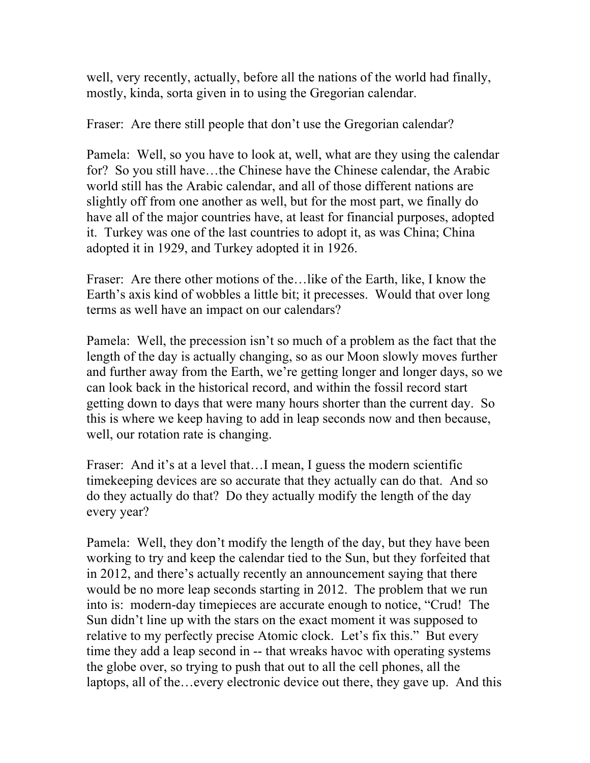well, very recently, actually, before all the nations of the world had finally, mostly, kinda, sorta given in to using the Gregorian calendar.

Fraser: Are there still people that don't use the Gregorian calendar?

Pamela: Well, so you have to look at, well, what are they using the calendar for? So you still have…the Chinese have the Chinese calendar, the Arabic world still has the Arabic calendar, and all of those different nations are slightly off from one another as well, but for the most part, we finally do have all of the major countries have, at least for financial purposes, adopted it. Turkey was one of the last countries to adopt it, as was China; China adopted it in 1929, and Turkey adopted it in 1926.

Fraser: Are there other motions of the…like of the Earth, like, I know the Earth's axis kind of wobbles a little bit; it precesses. Would that over long terms as well have an impact on our calendars?

Pamela: Well, the precession isn't so much of a problem as the fact that the length of the day is actually changing, so as our Moon slowly moves further and further away from the Earth, we're getting longer and longer days, so we can look back in the historical record, and within the fossil record start getting down to days that were many hours shorter than the current day. So this is where we keep having to add in leap seconds now and then because, well, our rotation rate is changing.

Fraser: And it's at a level that…I mean, I guess the modern scientific timekeeping devices are so accurate that they actually can do that. And so do they actually do that? Do they actually modify the length of the day every year?

Pamela: Well, they don't modify the length of the day, but they have been working to try and keep the calendar tied to the Sun, but they forfeited that in 2012, and there's actually recently an announcement saying that there would be no more leap seconds starting in 2012. The problem that we run into is: modern-day timepieces are accurate enough to notice, "Crud! The Sun didn't line up with the stars on the exact moment it was supposed to relative to my perfectly precise Atomic clock. Let's fix this." But every time they add a leap second in -- that wreaks havoc with operating systems the globe over, so trying to push that out to all the cell phones, all the laptops, all of the…every electronic device out there, they gave up. And this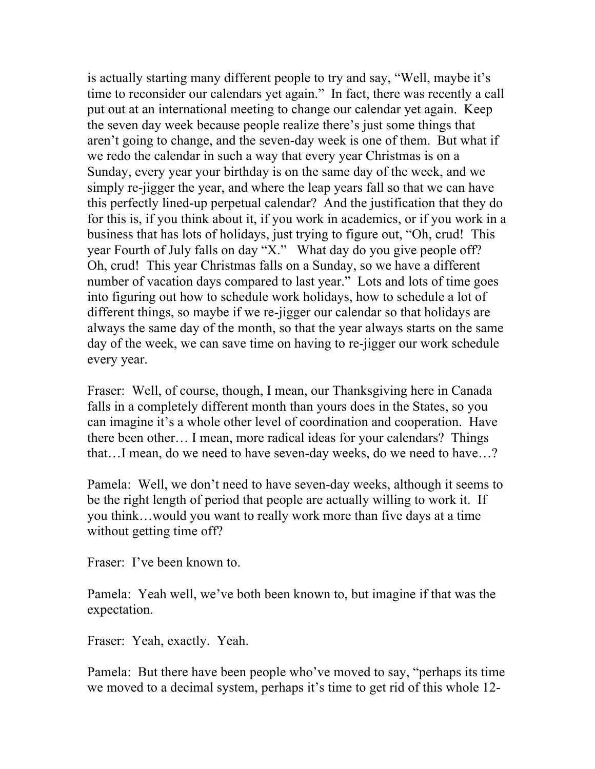is actually starting many different people to try and say, "Well, maybe it's time to reconsider our calendars yet again." In fact, there was recently a call put out at an international meeting to change our calendar yet again. Keep the seven day week because people realize there's just some things that aren't going to change, and the seven-day week is one of them. But what if we redo the calendar in such a way that every year Christmas is on a Sunday, every year your birthday is on the same day of the week, and we simply re-jigger the year, and where the leap years fall so that we can have this perfectly lined-up perpetual calendar? And the justification that they do for this is, if you think about it, if you work in academics, or if you work in a business that has lots of holidays, just trying to figure out, "Oh, crud! This year Fourth of July falls on day "X." What day do you give people off? Oh, crud! This year Christmas falls on a Sunday, so we have a different number of vacation days compared to last year." Lots and lots of time goes into figuring out how to schedule work holidays, how to schedule a lot of different things, so maybe if we re-jigger our calendar so that holidays are always the same day of the month, so that the year always starts on the same day of the week, we can save time on having to re-jigger our work schedule every year.

Fraser: Well, of course, though, I mean, our Thanksgiving here in Canada falls in a completely different month than yours does in the States, so you can imagine it's a whole other level of coordination and cooperation. Have there been other… I mean, more radical ideas for your calendars? Things that…I mean, do we need to have seven-day weeks, do we need to have…?

Pamela: Well, we don't need to have seven-day weeks, although it seems to be the right length of period that people are actually willing to work it. If you think…would you want to really work more than five days at a time without getting time off?

Fraser: I've been known to.

Pamela: Yeah well, we've both been known to, but imagine if that was the expectation.

Fraser: Yeah, exactly. Yeah.

Pamela: But there have been people who've moved to say, "perhaps its time we moved to a decimal system, perhaps it's time to get rid of this whole 12-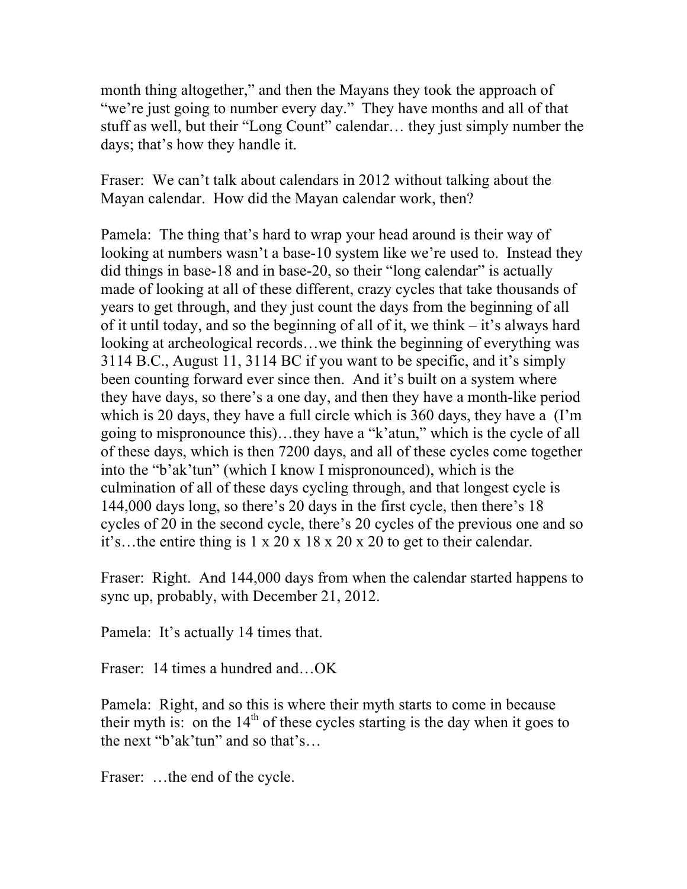month thing altogether," and then the Mayans they took the approach of "we're just going to number every day." They have months and all of that stuff as well, but their "Long Count" calendar… they just simply number the days; that's how they handle it.

Fraser: We can't talk about calendars in 2012 without talking about the Mayan calendar. How did the Mayan calendar work, then?

Pamela: The thing that's hard to wrap your head around is their way of looking at numbers wasn't a base-10 system like we're used to. Instead they did things in base-18 and in base-20, so their "long calendar" is actually made of looking at all of these different, crazy cycles that take thousands of years to get through, and they just count the days from the beginning of all of it until today, and so the beginning of all of it, we think – it's always hard looking at archeological records…we think the beginning of everything was 3114 B.C., August 11, 3114 BC if you want to be specific, and it's simply been counting forward ever since then. And it's built on a system where they have days, so there's a one day, and then they have a month-like period which is 20 days, they have a full circle which is 360 days, they have a (I'm going to mispronounce this)…they have a "k'atun," which is the cycle of all of these days, which is then 7200 days, and all of these cycles come together into the "b'ak'tun" (which I know I mispronounced), which is the culmination of all of these days cycling through, and that longest cycle is 144,000 days long, so there's 20 days in the first cycle, then there's 18 cycles of 20 in the second cycle, there's 20 cycles of the previous one and so it's…the entire thing is 1 x 20 x 18 x 20 x 20 to get to their calendar.

Fraser: Right. And 144,000 days from when the calendar started happens to sync up, probably, with December 21, 2012.

Pamela: It's actually 14 times that.

Fraser: 14 times a hundred and…OK

Pamela: Right, and so this is where their myth starts to come in because their myth is: on the 14th of these cycles starting is the day when it goes to the next "b'ak'tun" and so that's…

Fraser: …the end of the cycle.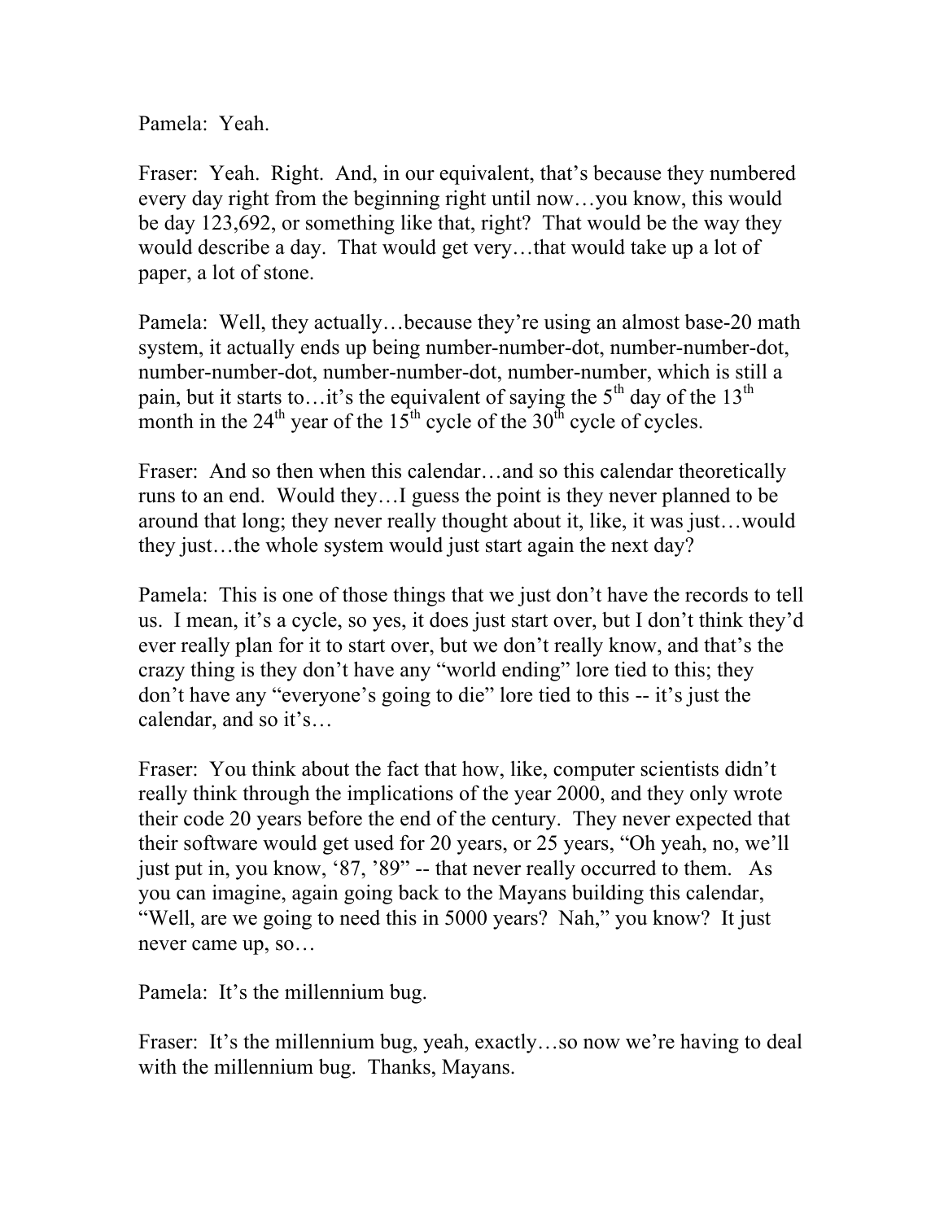Pamela: Yeah.

Fraser: Yeah. Right. And, in our equivalent, that's because they numbered every day right from the beginning right until now…you know, this would be day 123,692, or something like that, right? That would be the way they would describe a day. That would get very…that would take up a lot of paper, a lot of stone.

Pamela: Well, they actually…because they're using an almost base-20 math system, it actually ends up being number-number-dot, number-number-dot, number-number-dot, number-number-dot, number-number, which is still a pain, but it starts to…it's the equivalent of saying the 5th day of the 13th month in the 24th year of the 15th cycle of the 30th cycle of cycles.

Fraser: And so then when this calendar…and so this calendar theoretically runs to an end. Would they…I guess the point is they never planned to be around that long; they never really thought about it, like, it was just…would they just…the whole system would just start again the next day?

Pamela: This is one of those things that we just don't have the records to tell us. I mean, it's a cycle, so yes, it does just start over, but I don't think they'd ever really plan for it to start over, but we don't really know, and that's the crazy thing is they don't have any "world ending" lore tied to this; they don't have any "everyone's going to die" lore tied to this -- it's just the calendar, and so it's…

Fraser: You think about the fact that how, like, computer scientists didn't really think through the implications of the year 2000, and they only wrote their code 20 years before the end of the century. They never expected that their software would get used for 20 years, or 25 years, "Oh yeah, no, we'll just put in, you know, '87, '89" -- that never really occurred to them. As you can imagine, again going back to the Mayans building this calendar, "Well, are we going to need this in 5000 years? Nah," you know? It just never came up, so…

Pamela: It's the millennium bug.

Fraser: It's the millennium bug, yeah, exactly…so now we're having to deal with the millennium bug. Thanks, Mayans.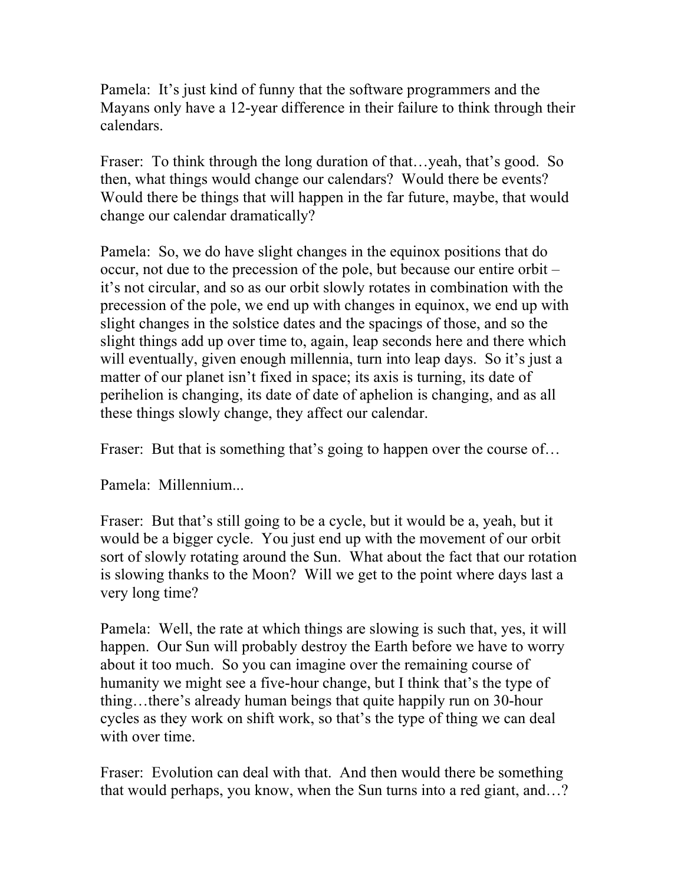Pamela: It's just kind of funny that the software programmers and the Mayans only have a 12-year difference in their failure to think through their calendars.

Fraser: To think through the long duration of that…yeah, that's good. So then, what things would change our calendars? Would there be events? Would there be things that will happen in the far future, maybe, that would change our calendar dramatically?

Pamela: So, we do have slight changes in the equinox positions that do occur, not due to the precession of the pole, but because our entire orbit – it's not circular, and so as our orbit slowly rotates in combination with the precession of the pole, we end up with changes in equinox, we end up with slight changes in the solstice dates and the spacings of those, and so the slight things add up over time to, again, leap seconds here and there which will eventually, given enough millennia, turn into leap days. So it's just a matter of our planet isn't fixed in space; its axis is turning, its date of perihelion is changing, its date of date of aphelion is changing, and as all these things slowly change, they affect our calendar.

Fraser: But that is something that's going to happen over the course of…

Pamela: Millennium...

Fraser: But that's still going to be a cycle, but it would be a, yeah, but it would be a bigger cycle. You just end up with the movement of our orbit sort of slowly rotating around the Sun. What about the fact that our rotation is slowing thanks to the Moon? Will we get to the point where days last a very long time?

Pamela: Well, the rate at which things are slowing is such that, yes, it will happen. Our Sun will probably destroy the Earth before we have to worry about it too much. So you can imagine over the remaining course of humanity we might see a five-hour change, but I think that's the type of thing…there's already human beings that quite happily run on 30-hour cycles as they work on shift work, so that's the type of thing we can deal with over time.

Fraser: Evolution can deal with that. And then would there be something that would perhaps, you know, when the Sun turns into a red giant, and…?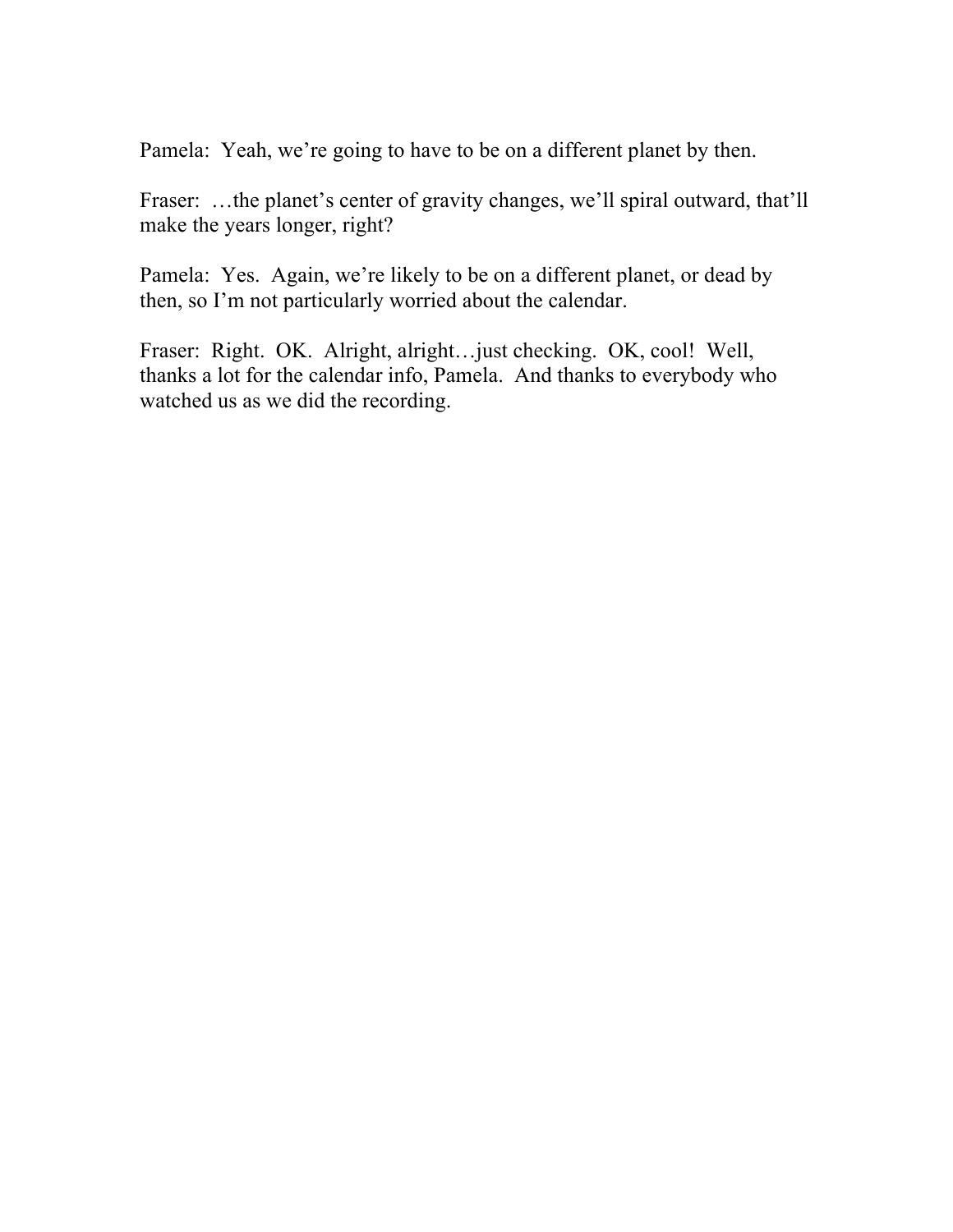Pamela: Yeah, we're going to have to be on a different planet by then.

Fraser: …the planet's center of gravity changes, we'll spiral outward, that'll make the years longer, right?

Pamela: Yes. Again, we're likely to be on a different planet, or dead by then, so I'm not particularly worried about the calendar.

Fraser: Right. OK. Alright, alright…just checking. OK, cool! Well, thanks a lot for the calendar info, Pamela. And thanks to everybody who watched us as we did the recording.